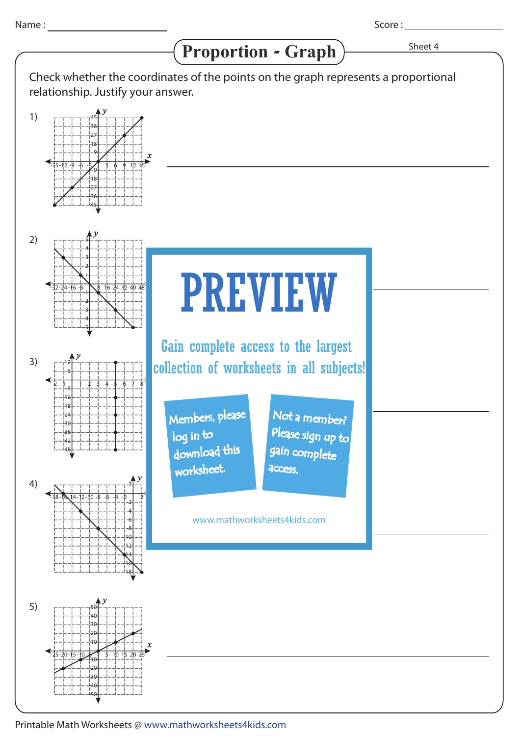Name : ______________________ Score : ______________________

# Proportion - Graph

Sheet 4

Check whether the coordinates of the points on the graph represents a proportional relationship. Justify your answer.

1) ______________________________________________

2) ______________________________________________

3) ______________________________________________

4) ______________________________________________

5) ______________________________________________

PREVIEW

Gain complete access to the largest collection of worksheets in all subjects!

Members, please log in to download this worksheet.

Not a member? Please sign up to gain complete access.

www.mathworksheets4kids.com

Printable Math Worksheets @ www.mathworksheets4kids.com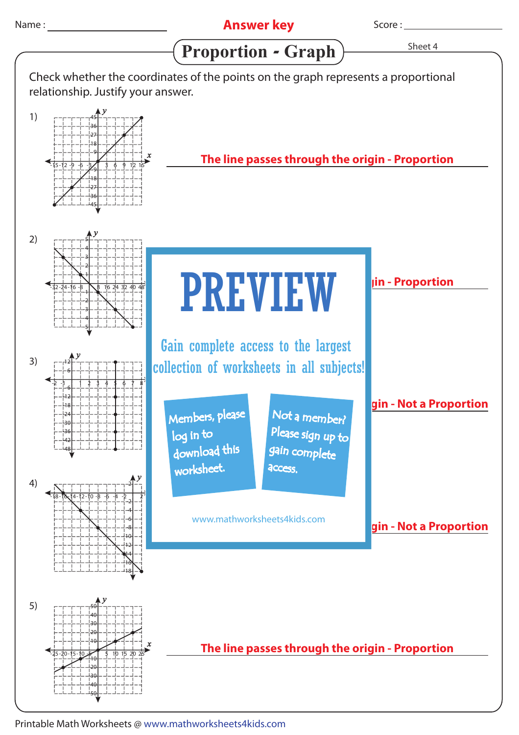Name : ______________ **Answer key** Score : ______________

# Proportion - Graph

Sheet 4

Check whether the coordinates of the points on the graph represents a proportional relationship. Justify your answer.

1)

y
45
36
27
18
9
-15 -12 -9 -6 -3 3 6 9 12 15
x
-9
-18
-27
-36
-45

**The line passes through the origin - Proportion**

2)

y
5
4
3
2
1
-32 -24 -16 -8 8 16 24 32 40 48
-1
-2
-3
-4
-5

**...in - Proportion**

3)

y
12
6
-2 -1 2 3 4 5 6 7 8
-6
-12
-18
-24
-30
-36
-42
-48

**...gin - Not a Proportion**

4)

y
2
-18 -16 -14 -12 -10 -8 -6 -4 -2 2
-2
-4
-6
-8
-10
-12
-14
-16
-18

**...gin - Not a Proportion**

5)

y
50
40
30
20
10
-25 -20 -15 -10 -5 5 10 15 20 25
x
-10
-20
-30
-40
-50

**The line passes through the origin - Proportion**

PREVIEW

Gain complete access to the largest collection of worksheets in all subjects!

Members, please log in to download this worksheet.

Not a member? Please sign up to gain complete access.

www.mathworksheets4kids.com

Printable Math Worksheets @ www.mathworksheets4kids.com